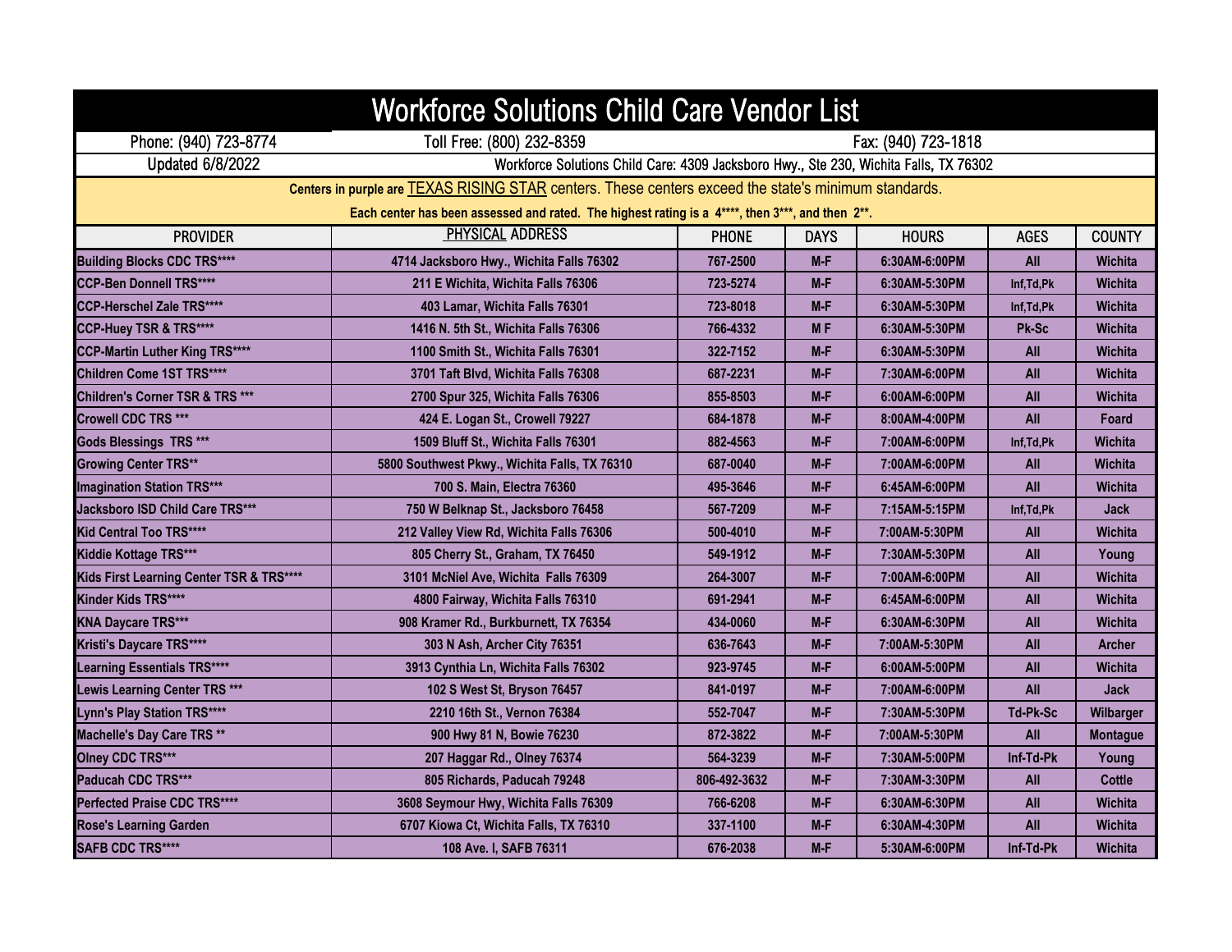# Workforce Solutions Child Care Vendor List

Phone: (940) 723-8774 | Toll Free: (800) 232-8359 | Fax: (940) 723-1818

Updated 6/8/2022 | Workforce Solutions Child Care: 4309 Jacksboro Hwy., Ste 230, Wichita Falls, TX 76302

**Centers in purple are** TEXAS RISING STAR centers. These centers exceed the state's minimum standards.

**Each center has been assessed and rated. The highest rating is a 4****, then 3***, and then 2**.**

| PROVIDER | PHYSICAL ADDRESS | PHONE | DAYS | HOURS | AGES | COUNTY |
|---|---|---|---|---|---|---|
| Building Blocks CDC TRS**** | 4714 Jacksboro Hwy., Wichita Falls 76302 | 767-2500 | M-F | 6:30AM-6:00PM | All | Wichita |
| CCP-Ben Donnell TRS**** | 211 E Wichita, Wichita Falls 76306 | 723-5274 | M-F | 6:30AM-5:30PM | Inf,Td,Pk | Wichita |
| CCP-Herschel Zale TRS**** | 403 Lamar, Wichita Falls 76301 | 723-8018 | M-F | 6:30AM-5:30PM | Inf,Td,Pk | Wichita |
| CCP-Huey TSR & TRS**** | 1416 N. 5th St., Wichita Falls 76306 | 766-4332 | M F | 6:30AM-5:30PM | Pk-Sc | Wichita |
| CCP-Martin Luther King TRS**** | 1100 Smith St., Wichita Falls 76301 | 322-7152 | M-F | 6:30AM-5:30PM | All | Wichita |
| Children Come 1ST TRS**** | 3701 Taft Blvd, Wichita Falls 76308 | 687-2231 | M-F | 7:30AM-6:00PM | All | Wichita |
| Children's Corner TSR & TRS *** | 2700 Spur 325, Wichita Falls 76306 | 855-8503 | M-F | 6:00AM-6:00PM | All | Wichita |
| Crowell CDC TRS *** | 424 E. Logan St., Crowell 79227 | 684-1878 | M-F | 8:00AM-4:00PM | All | Foard |
| Gods Blessings TRS *** | 1509 Bluff St., Wichita Falls 76301 | 882-4563 | M-F | 7:00AM-6:00PM | Inf,Td,Pk | Wichita |
| Growing Center TRS** | 5800 Southwest Pkwy., Wichita Falls, TX 76310 | 687-0040 | M-F | 7:00AM-6:00PM | All | Wichita |
| Imagination Station TRS*** | 700 S. Main, Electra 76360 | 495-3646 | M-F | 6:45AM-6:00PM | All | Wichita |
| Jacksboro ISD Child Care TRS*** | 750 W Belknap St., Jacksboro 76458 | 567-7209 | M-F | 7:15AM-5:15PM | Inf,Td,Pk | Jack |
| Kid Central Too TRS**** | 212 Valley View Rd, Wichita Falls 76306 | 500-4010 | M-F | 7:00AM-5:30PM | All | Wichita |
| Kiddie Kottage TRS*** | 805 Cherry St., Graham, TX 76450 | 549-1912 | M-F | 7:30AM-5:30PM | All | Young |
| Kids First Learning Center TSR & TRS**** | 3101 McNiel Ave, Wichita Falls 76309 | 264-3007 | M-F | 7:00AM-6:00PM | All | Wichita |
| Kinder Kids TRS**** | 4800 Fairway, Wichita Falls 76310 | 691-2941 | M-F | 6:45AM-6:00PM | All | Wichita |
| KNA Daycare TRS*** | 908 Kramer Rd., Burkburnett, TX 76354 | 434-0060 | M-F | 6:30AM-6:30PM | All | Wichita |
| Kristi's Daycare TRS**** | 303 N Ash, Archer City 76351 | 636-7643 | M-F | 7:00AM-5:30PM | All | Archer |
| Learning Essentials TRS**** | 3913 Cynthia Ln, Wichita Falls 76302 | 923-9745 | M-F | 6:00AM-5:00PM | All | Wichita |
| Lewis Learning Center TRS *** | 102 S West St, Bryson 76457 | 841-0197 | M-F | 7:00AM-6:00PM | All | Jack |
| Lynn's Play Station TRS**** | 2210 16th St., Vernon 76384 | 552-7047 | M-F | 7:30AM-5:30PM | Td-Pk-Sc | Wilbarger |
| Machelle's Day Care TRS ** | 900 Hwy 81 N, Bowie 76230 | 872-3822 | M-F | 7:00AM-5:30PM | All | Montague |
| Olney CDC TRS*** | 207 Haggar Rd., Olney 76374 | 564-3239 | M-F | 7:30AM-5:00PM | Inf-Td-Pk | Young |
| Paducah CDC TRS*** | 805 Richards, Paducah 79248 | 806-492-3632 | M-F | 7:30AM-3:30PM | All | Cottle |
| Perfected Praise CDC TRS**** | 3608 Seymour Hwy, Wichita Falls 76309 | 766-6208 | M-F | 6:30AM-6:30PM | All | Wichita |
| Rose's Learning Garden | 6707 Kiowa Ct, Wichita Falls, TX 76310 | 337-1100 | M-F | 6:30AM-4:30PM | All | Wichita |
| SAFB CDC TRS**** | 108 Ave. I, SAFB 76311 | 676-2038 | M-F | 5:30AM-6:00PM | Inf-Td-Pk | Wichita |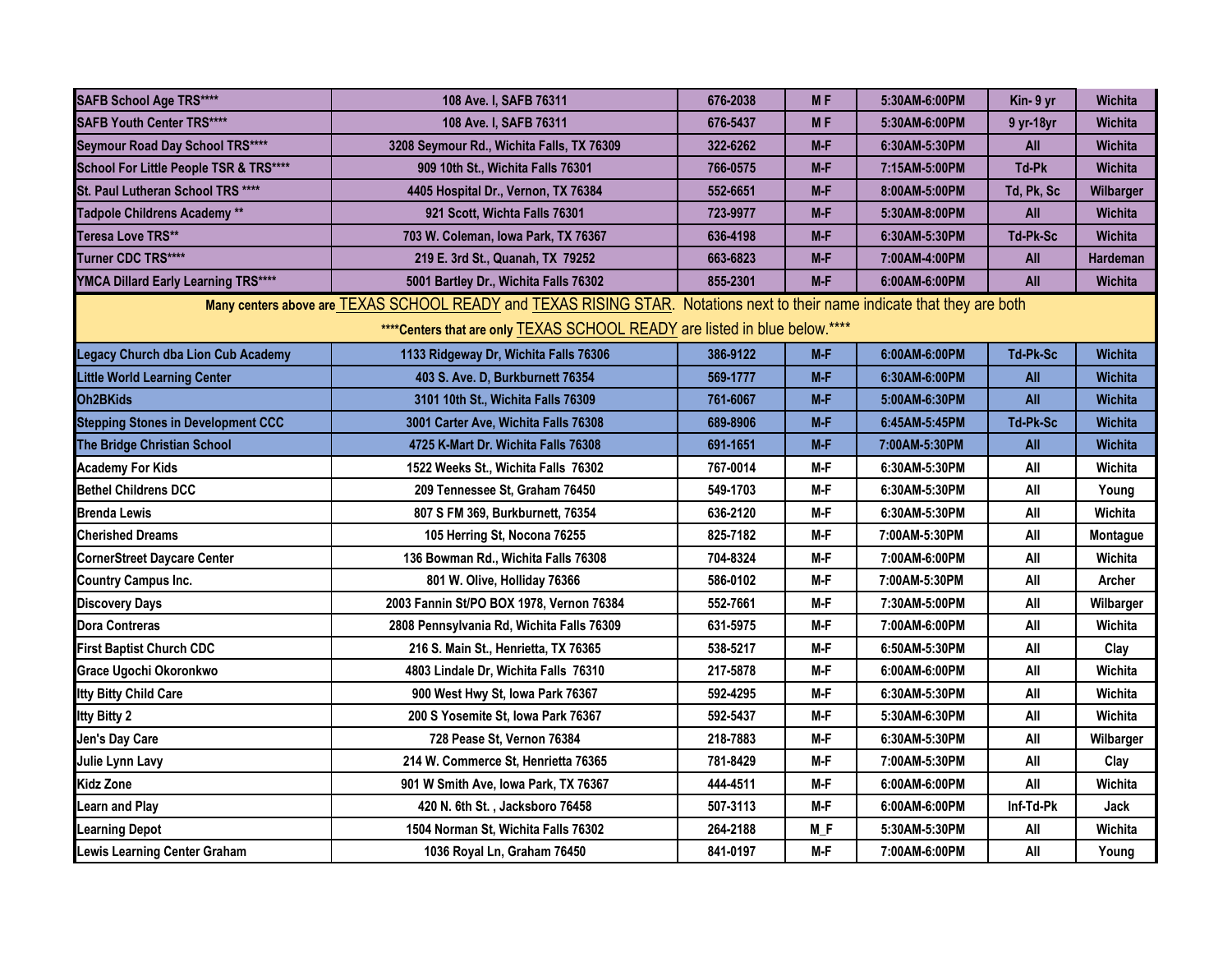| | | | | | | |
|---|---|---|---|---|---|---|
| SAFB School Age TRS**** | 108 Ave. I, SAFB 76311 | 676-2038 | M F | 5:30AM-6:00PM | Kin- 9 yr | Wichita |
| SAFB Youth Center TRS**** | 108 Ave. I, SAFB 76311 | 676-5437 | M F | 5:30AM-6:00PM | 9 yr-18yr | Wichita |
| Seymour Road Day School TRS**** | 3208 Seymour Rd., Wichita Falls, TX 76309 | 322-6262 | M-F | 6:30AM-5:30PM | All | Wichita |
| School For Little People TSR & TRS**** | 909 10th St., Wichita Falls 76301 | 766-0575 | M-F | 7:15AM-5:00PM | Td-Pk | Wichita |
| St. Paul Lutheran School TRS **** | 4405 Hospital Dr., Vernon, TX 76384 | 552-6651 | M-F | 8:00AM-5:00PM | Td, Pk, Sc | Wilbarger |
| Tadpole Childrens Academy ** | 921 Scott, Wichta Falls 76301 | 723-9977 | M-F | 5:30AM-8:00PM | All | Wichita |
| Teresa Love TRS** | 703 W. Coleman, Iowa Park, TX 76367 | 636-4198 | M-F | 6:30AM-5:30PM | Td-Pk-Sc | Wichita |
| Turner CDC TRS**** | 219 E. 3rd St., Quanah, TX 79252 | 663-6823 | M-F | 7:00AM-4:00PM | All | Hardeman |
| YMCA Dillard Early Learning TRS**** | 5001 Bartley Dr., Wichita Falls 76302 | 855-2301 | M-F | 6:00AM-6:00PM | All | Wichita |
| Many centers above are TEXAS SCHOOL READY and TEXAS RISING STAR. Notations next to their name indicate that they are both | | | | | | |
| ****Centers that are only TEXAS SCHOOL READY are listed in blue below.**** | | | | | | |
| Legacy Church dba Lion Cub Academy | 1133 Ridgeway Dr, Wichita Falls 76306 | 386-9122 | M-F | 6:00AM-6:00PM | Td-Pk-Sc | Wichita |
| Little World Learning Center | 403 S. Ave. D, Burkburnett 76354 | 569-1777 | M-F | 6:30AM-6:00PM | All | Wichita |
| Oh2BKids | 3101 10th St., Wichita Falls 76309 | 761-6067 | M-F | 5:00AM-6:30PM | All | Wichita |
| Stepping Stones in Development CCC | 3001 Carter Ave, Wichita Falls 76308 | 689-8906 | M-F | 6:45AM-5:45PM | Td-Pk-Sc | Wichita |
| The Bridge Christian School | 4725 K-Mart Dr. Wichita Falls 76308 | 691-1651 | M-F | 7:00AM-5:30PM | All | Wichita |
| Academy For Kids | 1522 Weeks St., Wichita Falls 76302 | 767-0014 | M-F | 6:30AM-5:30PM | All | Wichita |
| Bethel Childrens DCC | 209 Tennessee St, Graham 76450 | 549-1703 | M-F | 6:30AM-5:30PM | All | Young |
| Brenda Lewis | 807 S FM 369, Burkburnett, 76354 | 636-2120 | M-F | 6:30AM-5:30PM | All | Wichita |
| Cherished Dreams | 105 Herring St, Nocona 76255 | 825-7182 | M-F | 7:00AM-5:30PM | All | Montague |
| CornerStreet Daycare Center | 136 Bowman Rd., Wichita Falls 76308 | 704-8324 | M-F | 7:00AM-6:00PM | All | Wichita |
| Country Campus Inc. | 801 W. Olive, Holliday 76366 | 586-0102 | M-F | 7:00AM-5:30PM | All | Archer |
| Discovery Days | 2003 Fannin St/PO BOX 1978, Vernon 76384 | 552-7661 | M-F | 7:30AM-5:00PM | All | Wilbarger |
| Dora Contreras | 2808 Pennsylvania Rd, Wichita Falls 76309 | 631-5975 | M-F | 7:00AM-6:00PM | All | Wichita |
| First Baptist Church CDC | 216 S. Main St., Henrietta, TX 76365 | 538-5217 | M-F | 6:50AM-5:30PM | All | Clay |
| Grace Ugochi Okoronkwo | 4803 Lindale Dr, Wichita Falls 76310 | 217-5878 | M-F | 6:00AM-6:00PM | All | Wichita |
| Itty Bitty Child Care | 900 West Hwy St, Iowa Park 76367 | 592-4295 | M-F | 6:30AM-5:30PM | All | Wichita |
| Itty Bitty 2 | 200 S Yosemite St, Iowa Park 76367 | 592-5437 | M-F | 5:30AM-6:30PM | All | Wichita |
| Jen's Day Care | 728 Pease St, Vernon 76384 | 218-7883 | M-F | 6:30AM-5:30PM | All | Wilbarger |
| Julie Lynn Lavy | 214 W. Commerce St, Henrietta 76365 | 781-8429 | M-F | 7:00AM-5:30PM | All | Clay |
| Kidz Zone | 901 W Smith Ave, Iowa Park, TX 76367 | 444-4511 | M-F | 6:00AM-6:00PM | All | Wichita |
| Learn and Play | 420 N. 6th St. , Jacksboro 76458 | 507-3113 | M-F | 6:00AM-6:00PM | Inf-Td-Pk | Jack |
| Learning Depot | 1504 Norman St, Wichita Falls 76302 | 264-2188 | M_F | 5:30AM-5:30PM | All | Wichita |
| Lewis Learning Center Graham | 1036 Royal Ln, Graham 76450 | 841-0197 | M-F | 7:00AM-6:00PM | All | Young |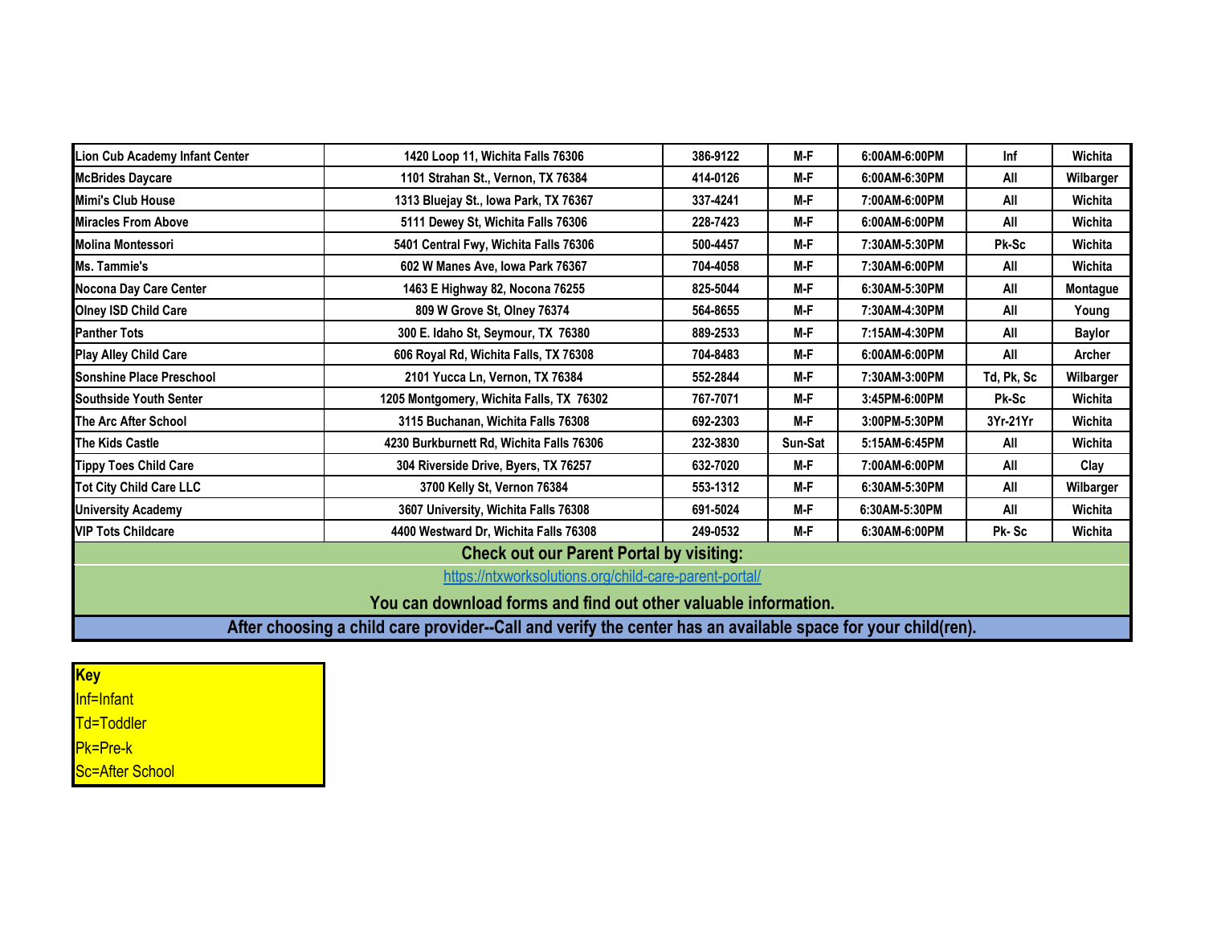| | | | | | | |
|---|---|---|---|---|---|---|
| Lion Cub Academy Infant Center | 1420 Loop 11, Wichita Falls 76306 | 386-9122 | M-F | 6:00AM-6:00PM | Inf | Wichita |
| McBrides Daycare | 1101 Strahan St., Vernon, TX 76384 | 414-0126 | M-F | 6:00AM-6:30PM | All | Wilbarger |
| Mimi's Club House | 1313 Bluejay St., Iowa Park, TX 76367 | 337-4241 | M-F | 7:00AM-6:00PM | All | Wichita |
| Miracles From Above | 5111 Dewey St, Wichita Falls 76306 | 228-7423 | M-F | 6:00AM-6:00PM | All | Wichita |
| Molina Montessori | 5401 Central Fwy, Wichita Falls 76306 | 500-4457 | M-F | 7:30AM-5:30PM | Pk-Sc | Wichita |
| Ms. Tammie's | 602 W Manes Ave, Iowa Park 76367 | 704-4058 | M-F | 7:30AM-6:00PM | All | Wichita |
| Nocona Day Care Center | 1463 E Highway 82, Nocona 76255 | 825-5044 | M-F | 6:30AM-5:30PM | All | Montague |
| Olney ISD Child Care | 809 W Grove St, Olney 76374 | 564-8655 | M-F | 7:30AM-4:30PM | All | Young |
| Panther Tots | 300 E. Idaho St, Seymour, TX 76380 | 889-2533 | M-F | 7:15AM-4:30PM | All | Baylor |
| Play Alley Child Care | 606 Royal Rd, Wichita Falls, TX 76308 | 704-8483 | M-F | 6:00AM-6:00PM | All | Archer |
| Sonshine Place Preschool | 2101 Yucca Ln, Vernon, TX 76384 | 552-2844 | M-F | 7:30AM-3:00PM | Td, Pk, Sc | Wilbarger |
| Southside Youth Senter | 1205 Montgomery, Wichita Falls, TX 76302 | 767-7071 | M-F | 3:45PM-6:00PM | Pk-Sc | Wichita |
| The Arc After School | 3115 Buchanan, Wichita Falls 76308 | 692-2303 | M-F | 3:00PM-5:30PM | 3Yr-21Yr | Wichita |
| The Kids Castle | 4230 Burkburnett Rd, Wichita Falls 76306 | 232-3830 | Sun-Sat | 5:15AM-6:45PM | All | Wichita |
| Tippy Toes Child Care | 304 Riverside Drive, Byers, TX 76257 | 632-7020 | M-F | 7:00AM-6:00PM | All | Clay |
| Tot City Child Care LLC | 3700 Kelly St, Vernon 76384 | 553-1312 | M-F | 6:30AM-5:30PM | All | Wilbarger |
| University Academy | 3607 University, Wichita Falls 76308 | 691-5024 | M-F | 6:30AM-5:30PM | All | Wichita |
| VIP Tots Childcare | 4400 Westward Dr, Wichita Falls 76308 | 249-0532 | M-F | 6:30AM-6:00PM | Pk- Sc | Wichita |

**Check out our Parent Portal by visiting:**

https://ntxworksolutions.org/child-care-parent-portal/

**You can download forms and find out other valuable information.**

**After choosing a child care provider--Call and verify the center has an available space for your child(ren).**

**Key**

Inf=Infant

Td=Toddler

Pk=Pre-k

Sc=After School